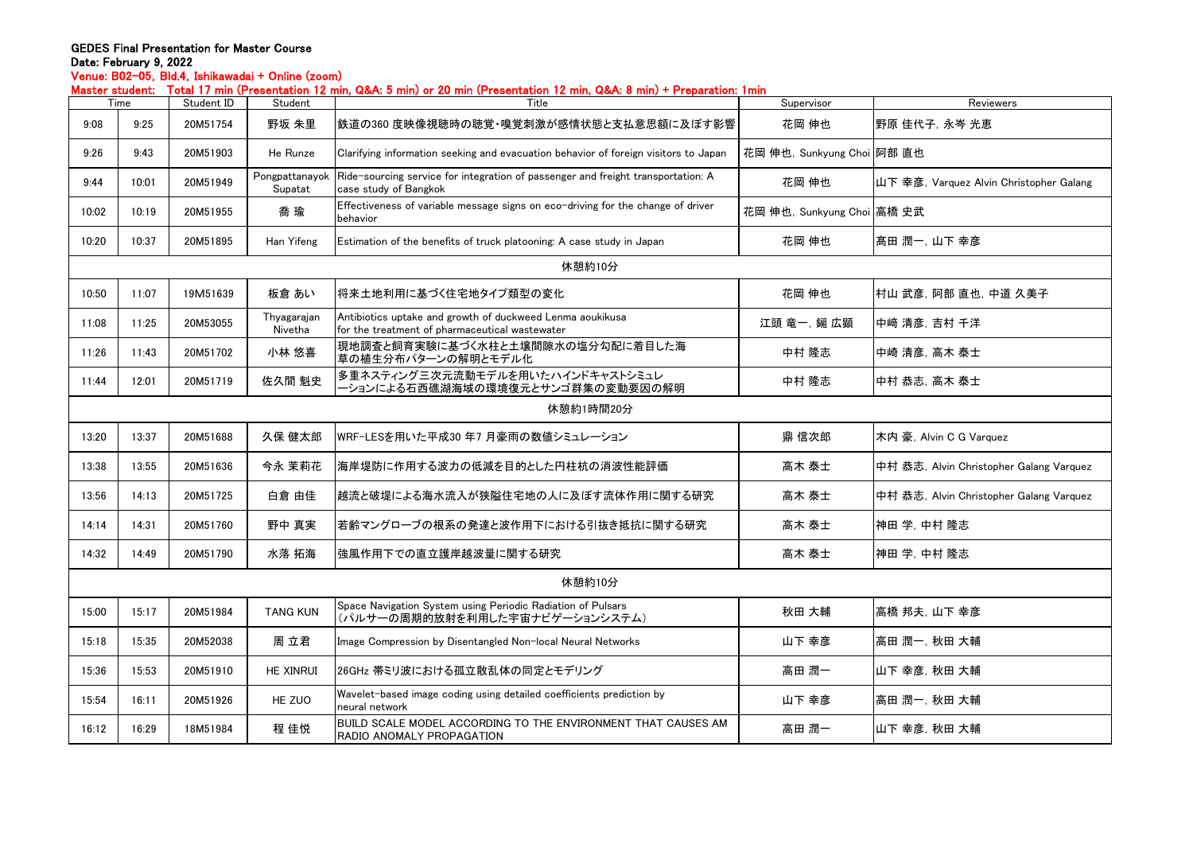**GEDES Final Presentation for Master Course**

**Date: February 9, 2022**

**Venue: B02-05, Bld.4, Ishikawadai + Online (zoom)**

**Master student: Total 17 min (Presentation 12 min, Q&A: 5 min) or 20 min (Presentation 12 min, Q&A: 8 min) + Preparation: 1min**

| Time | | Student ID | Student | Title | Supervisor | Reviewers |
|---|---|---|---|---|---|---|
| 9:08 | 9:25 | 20M51754 | 野坂 朱里 | 鉄道の360 度映像視聴時の聴覚・嗅覚刺激が感情状態と支払意思額に及ぼす影響 | 花岡 伸也 | 野原 佳代子, 永岑 光恵 |
| 9:26 | 9:43 | 20M51903 | He Runze | Clarifying information seeking and evacuation behavior of foreign visitors to Japan | 花岡 伸也, Sunkyung Choi | 阿部 直也 |
| 9:44 | 10:01 | 20M51949 | Pongpattanayok Supatat | Ride-sourcing service for integration of passenger and freight transportation: A case study of Bangkok | 花岡 伸也 | 山下 幸彦, Varquez Alvin Christopher Galang |
| 10:02 | 10:19 | 20M51955 | 喬 瑜 | Effectiveness of variable message signs on eco-driving for the change of driver behavior | 花岡 伸也, Sunkyung Choi | 髙橋 史武 |
| 10:20 | 10:37 | 20M51895 | Han Yifeng | Estimation of the benefits of truck platooning: A case study in Japan | 花岡 伸也 | 髙田 潤一, 山下 幸彦 |
| 休憩約10分 | | | | | | |
| 10:50 | 11:07 | 19M51639 | 板倉 あい | 将来土地利用に基づく住宅地タイプ類型の変化 | 花岡 伸也 | 村山 武彦, 阿部 直也, 中道 久美子 |
| 11:08 | 11:25 | 20M53055 | Thyagarajan Nivetha | Antibiotics uptake and growth of duckweed Lenma aoukikusa for the treatment of pharmaceutical wastewater | 江頭 竜一, 鎚 広顕 | 中崎 清彦, 吉村 千洋 |
| 11:26 | 11:43 | 20M51702 | 小林 悠喜 | 現地調査と飼育実験に基づく水柱と土壌間隙水の塩分勾配に着目した海草の植生分布パターンの解明とモデル化 | 中村 隆志 | 中崎 清彦, 高木 泰士 |
| 11:44 | 12:01 | 20M51719 | 佐久間 魁史 | 多重ネスティング三次元流動モデルを用いたハインドキャストシミュレーションによる石西礁湖海域の環境復元とサンゴ群集の変動要因の解明 | 中村 隆志 | 中村 恭志, 高木 泰士 |
| 休憩約1時間20分 | | | | | | |
| 13:20 | 13:37 | 20M51688 | 久保 健太郎 | WRF-LESを用いた平成30 年7 月豪雨の数値シミュレーション | 鼎 信次郎 | 木内 豪, Alvin C G Varquez |
| 13:38 | 13:55 | 20M51636 | 今永 茉莉花 | 海岸堤防に作用する波力の低減を目的とした円柱杭の消波性能評価 | 高木 泰士 | 中村 恭志, Alvin Christopher Galang Varquez |
| 13:56 | 14:13 | 20M51725 | 白倉 由佳 | 越流と破堤による海水流入が狭隘住宅地の人に及ぼす流体作用に関する研究 | 高木 泰士 | 中村 恭志, Alvin Christopher Galang Varquez |
| 14:14 | 14:31 | 20M51760 | 野中 真実 | 若齢マングローブの根系の発達と波作用下における引抜き抵抗に関する研究 | 高木 泰士 | 神田 学, 中村 隆志 |
| 14:32 | 14:49 | 20M51790 | 水落 拓海 | 強風作用下での直立護岸越波量に関する研究 | 高木 泰士 | 神田 学, 中村 隆志 |
| 休憩約10分 | | | | | | |
| 15:00 | 15:17 | 20M51984 | TANG KUN | Space Navigation System using Periodic Radiation of Pulsars （パルサーの周期的放射を利用した宇宙ナビゲーションシステム） | 秋田 大輔 | 髙橋 邦夫, 山下 幸彦 |
| 15:18 | 15:35 | 20M52038 | 周 立君 | Image Compression by Disentangled Non-local Neural Networks | 山下 幸彦 | 髙田 潤一, 秋田 大輔 |
| 15:36 | 15:53 | 20M51910 | HE XINRUI | 26GHz 帯ミリ波における孤立散乱体の同定とモデリング | 髙田 潤一 | 山下 幸彦, 秋田 大輔 |
| 15:54 | 16:11 | 20M51926 | HE ZUO | Wavelet-based image coding using detailed coefficients prediction by neural network | 山下 幸彦 | 髙田 潤一, 秋田 大輔 |
| 16:12 | 16:29 | 18M51984 | 程 佳悦 | BUILD SCALE MODEL ACCORDING TO THE ENVIRONMENT THAT CAUSES AM RADIO ANOMALY PROPAGATION | 髙田 潤一 | 山下 幸彦, 秋田 大輔 |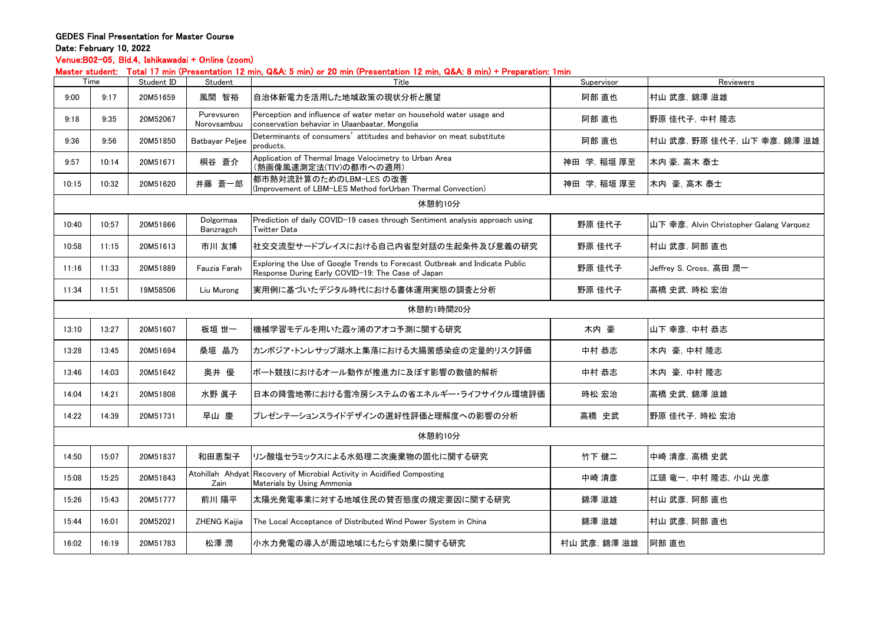**GEDES Final Presentation for Master Course**

**Date: February 10, 2022**

**Venue:B02-05, Bld.4, Ishikawadai + Online (zoom)**

**Master student: Total 17 min (Presentation 12 min, Q&A: 5 min) or 20 min (Presentation 12 min, Q&A: 8 min) + Preparation: 1min**

| Time | | Student ID | Student | Title | Supervisor | Reviewers |
|---|---|---|---|---|---|---|
| 9:00 | 9:17 | 20M51659 | 風間 智裕 | 自治体新電力を活用した地域政策の現状分析と展望 | 阿部 直也 | 村山 武彦, 錦澤 滋雄 |
| 9:18 | 9:35 | 20M52067 | Purevsuren Norovsambuu | Perception and influence of water meter on household water usage and conservation behavior in Ulaanbaatar, Mongolia | 阿部 直也 | 野原 佳代子, 中村 隆志 |
| 9:36 | 9:56 | 20M51850 | Batbayar Peljee | Determinants of consumers' attitudes and behavior on meat substitute products. | 阿部 直也 | 村山 武彦, 野原 佳代子, 山下 幸彦, 錦澤 滋雄 |
| 9:57 | 10:14 | 20M51671 | 桐谷 蒼介 | Application of Thermal Image Velocimetry to Urban Area (熱画像風速測定法(TIV)の都市への適用) | 神田 学, 稲垣 厚至 | 木内 豪, 高木 泰士 |
| 10:15 | 10:32 | 20M51620 | 井藤 蒼一郎 | 都市熱対流計算のためのLBM-LES の改善 (Improvement of LBM-LES Method forUrban Thermal Convection) | 神田 学, 稲垣 厚至 | 木内 豪, 高木 泰士 |
| 休憩約10分 | | | | | | |
| 10:40 | 10:57 | 20M51866 | Dolgormaa Banzragch | Prediction of daily COVID-19 cases through Sentiment analysis approach using Twitter Data | 野原 佳代子 | 山下 幸彦, Alvin Christopher Galang Varquez |
| 10:58 | 11:15 | 20M51613 | 市川 友博 | 社交交流型サードプレイスにおける自己内省型対話の生起条件及び意義の研究 | 野原 佳代子 | 村山 武彦, 阿部 直也 |
| 11:16 | 11:33 | 20M51889 | Fauzia Farah | Exploring the Use of Google Trends to Forecast Outbreak and Indicate Public Response During Early COVID-19: The Case of Japan | 野原 佳代子 | Jeffrey S. Cross, 高田 潤一 |
| 11:34 | 11:51 | 19M58506 | Liu Murong | 実用例に基づいたデジタル時代における書体運用実態の調査と分析 | 野原 佳代子 | 高橋 史武, 時松 宏治 |
| 休憩約1時間20分 | | | | | | |
| 13:10 | 13:27 | 20M51607 | 板垣 世一 | 機械学習モデルを用いた霞ヶ浦のアオコ予測に関する研究 | 木内 豪 | 山下 幸彦, 中村 恭志 |
| 13:28 | 13:45 | 20M51694 | 桑垣 晶乃 | カンボジア・トンレサップ湖水上集落における大腸菌感染症の定量的リスク評価 | 中村 恭志 | 木内 豪, 中村 隆志 |
| 13:46 | 14:03 | 20M51642 | 奥井 優 | ボート競技におけるオール動作が推進力に及ぼす影響の数値的解析 | 中村 恭志 | 木内 豪, 中村 隆志 |
| 14:04 | 14:21 | 20M51808 | 水野 眞子 | 日本の降雪地帯における雪冷房システムの省エネルギー・ライフサイクル環境評価 | 時松 宏治 | 高橋 史武, 錦澤 滋雄 |
| 14:22 | 14:39 | 20M51731 | 早山 慶 | プレゼンテーションスライドデザインの選好性評価と理解度への影響の分析 | 高橋 史武 | 野原 佳代子, 時松 宏治 |
| 休憩約10分 | | | | | | |
| 14:50 | 15:07 | 20M51837 | 和田恵梨子 | リン酸塩セラミックスによる水処理二次廃棄物の固化に関する研究 | 竹下 健二 | 中崎 清彦, 高橋 史武 |
| 15:08 | 15:25 | 20M51843 | Atohillah Ahdyat Zain | Recovery of Microbial Activity in Acidified Composting Materials by Using Ammonia | 中崎 清彦 | 江頭 竜一, 中村 隆志, 小山 光彦 |
| 15:26 | 15:43 | 20M51777 | 前川 陽平 | 太陽光発電事業に対する地域住民の賛否態度の規定要因に関する研究 | 錦澤 滋雄 | 村山 武彦, 阿部 直也 |
| 15:44 | 16:01 | 20M52021 | ZHENG Kaijia | The Local Acceptance of Distributed Wind Power System in China | 錦澤 滋雄 | 村山 武彦, 阿部 直也 |
| 16:02 | 16:19 | 20M51783 | 松澤 潤 | 小水力発電の導入が周辺地域にもたらす効果に関する研究 | 村山 武彦, 錦澤 滋雄 | 阿部 直也 |